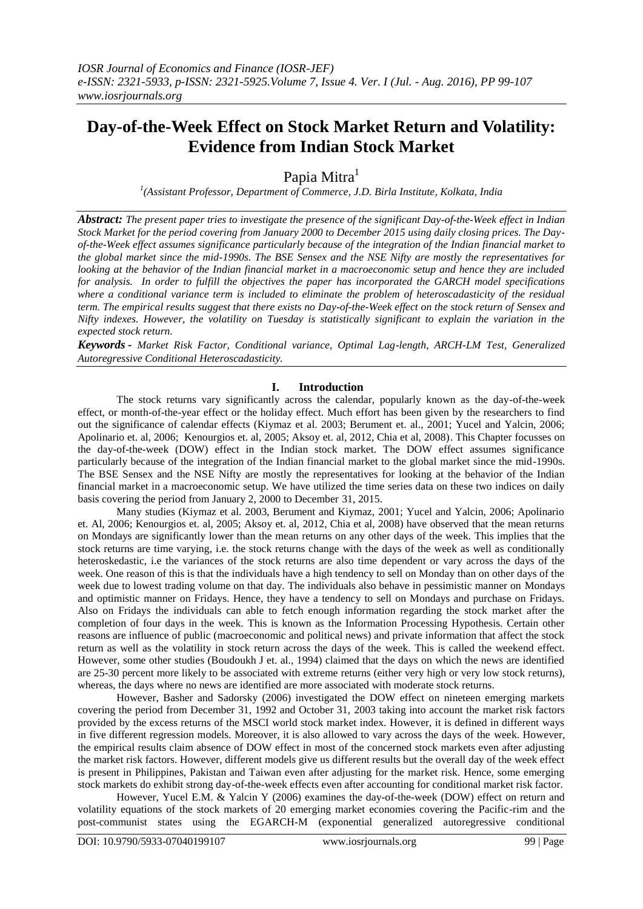# Day-of-the-Week Effect on Stock Market Return and Volatility: Evidence from Indian Stock Market

Papia Mitra[1]

[1](Assistant Professor, Department of Commerce, J.D. Birla Institute, Kolkata, India

***Abstract:*** *The present paper tries to investigate the presence of the significant Day-of-the-Week effect in Indian Stock Market for the period covering from January 2000 to December 2015 using daily closing prices. The Day-of-the-Week effect assumes significance particularly because of the integration of the Indian financial market to the global market since the mid-1990s. The BSE Sensex and the NSE Nifty are mostly the representatives for looking at the behavior of the Indian financial market in a macroeconomic setup and hence they are included for analysis. In order to fulfill the objectives the paper has incorporated the GARCH model specifications where a conditional variance term is included to eliminate the problem of heteroscadasticity of the residual term. The empirical results suggest that there exists no Day-of-the-Week effect on the stock return of Sensex and Nifty indexes. However, the volatility on Tuesday is statistically significant to explain the variation in the expected stock return.*

***Keywords -*** *Market Risk Factor, Conditional variance, Optimal Lag-length, ARCH-LM Test, Generalized Autoregressive Conditional Heteroscadasticity.*

## I. Introduction

The stock returns vary significantly across the calendar, popularly known as the day-of-the-week effect, or month-of-the-year effect or the holiday effect. Much effort has been given by the researchers to find out the significance of calendar effects (Kiymaz et al. 2003; Berument et. al., 2001; Yucel and Yalcin, 2006; Apolinario et. al, 2006; Kenourgios et. al, 2005; Aksoy et. al, 2012, Chia et al, 2008). This Chapter focusses on the day-of-the-week (DOW) effect in the Indian stock market. The DOW effect assumes significance particularly because of the integration of the Indian financial market to the global market since the mid-1990s. The BSE Sensex and the NSE Nifty are mostly the representatives for looking at the behavior of the Indian financial market in a macroeconomic setup. We have utilized the time series data on these two indices on daily basis covering the period from January 2, 2000 to December 31, 2015.

Many studies (Kiymaz et al. 2003, Berument and Kiymaz, 2001; Yucel and Yalcin, 2006; Apolinario et. Al, 2006; Kenourgios et. al, 2005; Aksoy et. al, 2012, Chia et al, 2008) have observed that the mean returns on Mondays are significantly lower than the mean returns on any other days of the week. This implies that the stock returns are time varying, i.e. the stock returns change with the days of the week as well as conditionally heteroskedastic, i.e the variances of the stock returns are also time dependent or vary across the days of the week. One reason of this is that the individuals have a high tendency to sell on Monday than on other days of the week due to lowest trading volume on that day. The individuals also behave in pessimistic manner on Mondays and optimistic manner on Fridays. Hence, they have a tendency to sell on Mondays and purchase on Fridays. Also on Fridays the individuals can able to fetch enough information regarding the stock market after the completion of four days in the week. This is known as the Information Processing Hypothesis. Certain other reasons are influence of public (macroeconomic and political news) and private information that affect the stock return as well as the volatility in stock return across the days of the week. This is called the weekend effect. However, some other studies (Boudoukh J et. al., 1994) claimed that the days on which the news are identified are 25-30 percent more likely to be associated with extreme returns (either very high or very low stock returns), whereas, the days where no news are identified are more associated with moderate stock returns.

However, Basher and Sadorsky (2006) investigated the DOW effect on nineteen emerging markets covering the period from December 31, 1992 and October 31, 2003 taking into account the market risk factors provided by the excess returns of the MSCI world stock market index. However, it is defined in different ways in five different regression models. Moreover, it is also allowed to vary across the days of the week. However, the empirical results claim absence of DOW effect in most of the concerned stock markets even after adjusting the market risk factors. However, different models give us different results but the overall day of the week effect is present in Philippines, Pakistan and Taiwan even after adjusting for the market risk. Hence, some emerging stock markets do exhibit strong day-of-the-week effects even after accounting for conditional market risk factor.

However, Yucel E.M. & Yalcin Y (2006) examines the day-of-the-week (DOW) effect on return and volatility equations of the stock markets of 20 emerging market economies covering the Pacific-rim and the post-communist states using the EGARCH-M (exponential generalized autoregressive conditional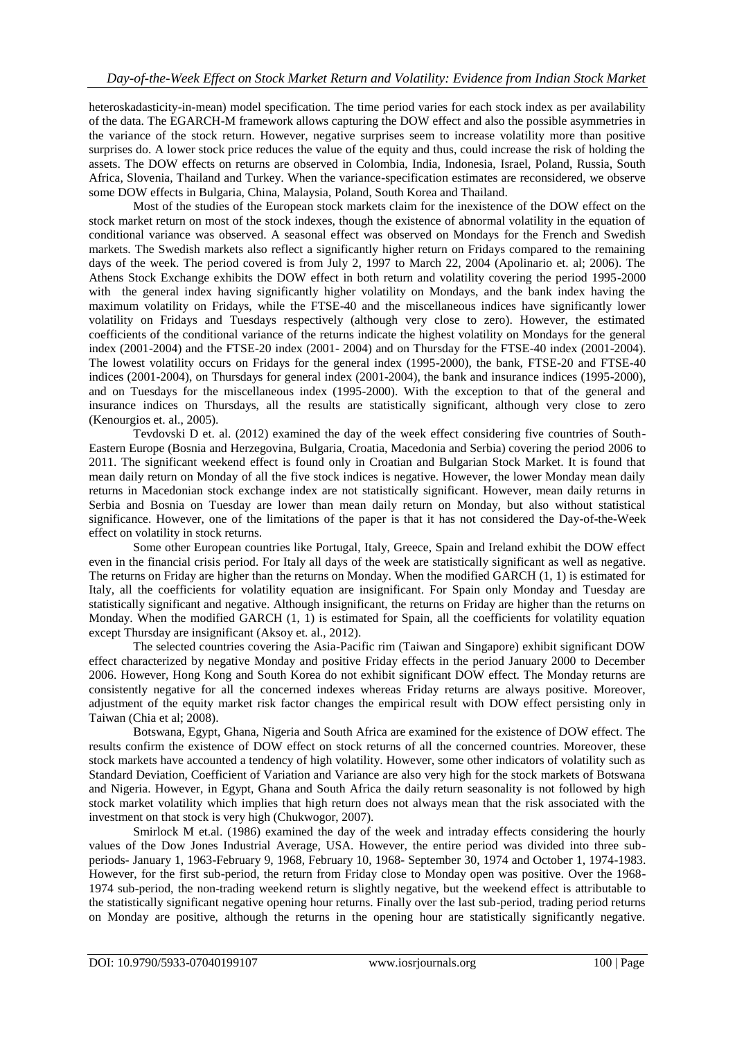heteroskadasticity-in-mean) model specification. The time period varies for each stock index as per availability of the data. The EGARCH-M framework allows capturing the DOW effect and also the possible asymmetries in the variance of the stock return. However, negative surprises seem to increase volatility more than positive surprises do. A lower stock price reduces the value of the equity and thus, could increase the risk of holding the assets. The DOW effects on returns are observed in Colombia, India, Indonesia, Israel, Poland, Russia, South Africa, Slovenia, Thailand and Turkey. When the variance-specification estimates are reconsidered, we observe some DOW effects in Bulgaria, China, Malaysia, Poland, South Korea and Thailand.

Most of the studies of the European stock markets claim for the inexistence of the DOW effect on the stock market return on most of the stock indexes, though the existence of abnormal volatility in the equation of conditional variance was observed. A seasonal effect was observed on Mondays for the French and Swedish markets. The Swedish markets also reflect a significantly higher return on Fridays compared to the remaining days of the week. The period covered is from July 2, 1997 to March 22, 2004 (Apolinario et. al; 2006). The Athens Stock Exchange exhibits the DOW effect in both return and volatility covering the period 1995-2000 with the general index having significantly higher volatility on Mondays, and the bank index having the maximum volatility on Fridays, while the FTSE-40 and the miscellaneous indices have significantly lower volatility on Fridays and Tuesdays respectively (although very close to zero). However, the estimated coefficients of the conditional variance of the returns indicate the highest volatility on Mondays for the general index (2001-2004) and the FTSE-20 index (2001- 2004) and on Thursday for the FTSE-40 index (2001-2004). The lowest volatility occurs on Fridays for the general index (1995-2000), the bank, FTSE-20 and FTSE-40 indices (2001-2004), on Thursdays for general index (2001-2004), the bank and insurance indices (1995-2000), and on Tuesdays for the miscellaneous index (1995-2000). With the exception to that of the general and insurance indices on Thursdays, all the results are statistically significant, although very close to zero (Kenourgios et. al., 2005).

Tevdovski D et. al. (2012) examined the day of the week effect considering five countries of South-Eastern Europe (Bosnia and Herzegovina, Bulgaria, Croatia, Macedonia and Serbia) covering the period 2006 to 2011. The significant weekend effect is found only in Croatian and Bulgarian Stock Market. It is found that mean daily return on Monday of all the five stock indices is negative. However, the lower Monday mean daily returns in Macedonian stock exchange index are not statistically significant. However, mean daily returns in Serbia and Bosnia on Tuesday are lower than mean daily return on Monday, but also without statistical significance. However, one of the limitations of the paper is that it has not considered the Day-of-the-Week effect on volatility in stock returns.

Some other European countries like Portugal, Italy, Greece, Spain and Ireland exhibit the DOW effect even in the financial crisis period. For Italy all days of the week are statistically significant as well as negative. The returns on Friday are higher than the returns on Monday. When the modified GARCH (1, 1) is estimated for Italy, all the coefficients for volatility equation are insignificant. For Spain only Monday and Tuesday are statistically significant and negative. Although insignificant, the returns on Friday are higher than the returns on Monday. When the modified GARCH (1, 1) is estimated for Spain, all the coefficients for volatility equation except Thursday are insignificant (Aksoy et. al., 2012).

The selected countries covering the Asia-Pacific rim (Taiwan and Singapore) exhibit significant DOW effect characterized by negative Monday and positive Friday effects in the period January 2000 to December 2006. However, Hong Kong and South Korea do not exhibit significant DOW effect. The Monday returns are consistently negative for all the concerned indexes whereas Friday returns are always positive. Moreover, adjustment of the equity market risk factor changes the empirical result with DOW effect persisting only in Taiwan (Chia et al; 2008).

Botswana, Egypt, Ghana, Nigeria and South Africa are examined for the existence of DOW effect. The results confirm the existence of DOW effect on stock returns of all the concerned countries. Moreover, these stock markets have accounted a tendency of high volatility. However, some other indicators of volatility such as Standard Deviation, Coefficient of Variation and Variance are also very high for the stock markets of Botswana and Nigeria. However, in Egypt, Ghana and South Africa the daily return seasonality is not followed by high stock market volatility which implies that high return does not always mean that the risk associated with the investment on that stock is very high (Chukwogor, 2007).

Smirlock M et.al. (1986) examined the day of the week and intraday effects considering the hourly values of the Dow Jones Industrial Average, USA. However, the entire period was divided into three sub-periods- January 1, 1963-February 9, 1968, February 10, 1968- September 30, 1974 and October 1, 1974-1983. However, for the first sub-period, the return from Friday close to Monday open was positive. Over the 1968-1974 sub-period, the non-trading weekend return is slightly negative, but the weekend effect is attributable to the statistically significant negative opening hour returns. Finally over the last sub-period, trading period returns on Monday are positive, although the returns in the opening hour are statistically significantly negative.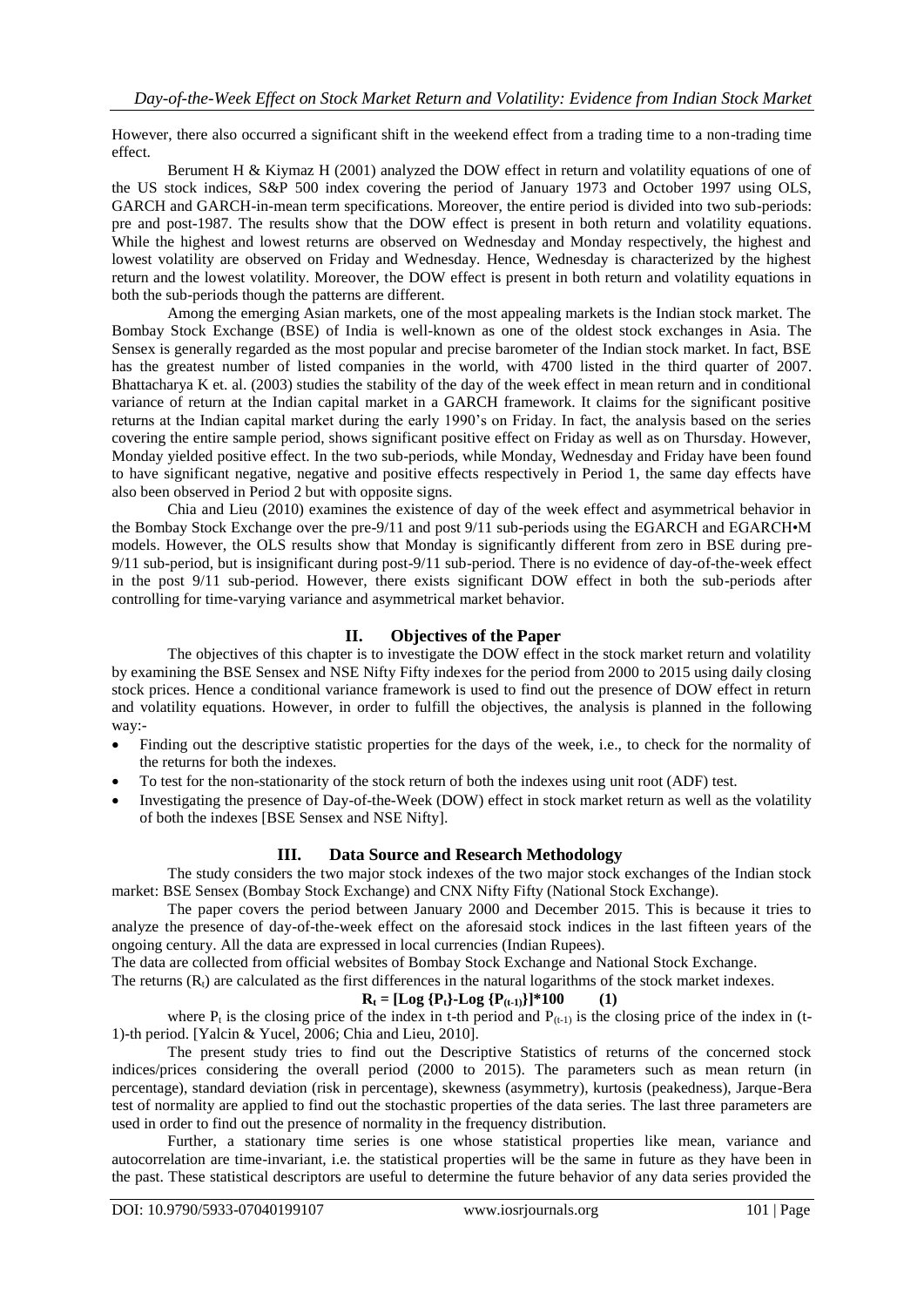However, there also occurred a significant shift in the weekend effect from a trading time to a non-trading time effect.

Berument H & Kiymaz H (2001) analyzed the DOW effect in return and volatility equations of one of the US stock indices, S&P 500 index covering the period of January 1973 and October 1997 using OLS, GARCH and GARCH-in-mean term specifications. Moreover, the entire period is divided into two sub-periods: pre and post-1987. The results show that the DOW effect is present in both return and volatility equations. While the highest and lowest returns are observed on Wednesday and Monday respectively, the highest and lowest volatility are observed on Friday and Wednesday. Hence, Wednesday is characterized by the highest return and the lowest volatility. Moreover, the DOW effect is present in both return and volatility equations in both the sub-periods though the patterns are different.

Among the emerging Asian markets, one of the most appealing markets is the Indian stock market. The Bombay Stock Exchange (BSE) of India is well-known as one of the oldest stock exchanges in Asia. The Sensex is generally regarded as the most popular and precise barometer of the Indian stock market. In fact, BSE has the greatest number of listed companies in the world, with 4700 listed in the third quarter of 2007. Bhattacharya K et. al. (2003) studies the stability of the day of the week effect in mean return and in conditional variance of return at the Indian capital market in a GARCH framework. It claims for the significant positive returns at the Indian capital market during the early 1990's on Friday. In fact, the analysis based on the series covering the entire sample period, shows significant positive effect on Friday as well as on Thursday. However, Monday yielded positive effect. In the two sub-periods, while Monday, Wednesday and Friday have been found to have significant negative, negative and positive effects respectively in Period 1, the same day effects have also been observed in Period 2 but with opposite signs.

Chia and Lieu (2010) examines the existence of day of the week effect and asymmetrical behavior in the Bombay Stock Exchange over the pre-9/11 and post 9/11 sub-periods using the EGARCH and EGARCH•M models. However, the OLS results show that Monday is significantly different from zero in BSE during pre-9/11 sub-period, but is insignificant during post-9/11 sub-period. There is no evidence of day-of-the-week effect in the post 9/11 sub-period. However, there exists significant DOW effect in both the sub-periods after controlling for time-varying variance and asymmetrical market behavior.

## II. Objectives of the Paper

The objectives of this chapter is to investigate the DOW effect in the stock market return and volatility by examining the BSE Sensex and NSE Nifty Fifty indexes for the period from 2000 to 2015 using daily closing stock prices. Hence a conditional variance framework is used to find out the presence of DOW effect in return and volatility equations. However, in order to fulfill the objectives, the analysis is planned in the following way:-

- Finding out the descriptive statistic properties for the days of the week, i.e., to check for the normality of the returns for both the indexes.
- To test for the non-stationarity of the stock return of both the indexes using unit root (ADF) test.
- Investigating the presence of Day-of-the-Week (DOW) effect in stock market return as well as the volatility of both the indexes [BSE Sensex and NSE Nifty].

## III. Data Source and Research Methodology

The study considers the two major stock indexes of the two major stock exchanges of the Indian stock market: BSE Sensex (Bombay Stock Exchange) and CNX Nifty Fifty (National Stock Exchange).

The paper covers the period between January 2000 and December 2015. This is because it tries to analyze the presence of day-of-the-week effect on the aforesaid stock indices in the last fifteen years of the ongoing century. All the data are expressed in local currencies (Indian Rupees).

The data are collected from official websites of Bombay Stock Exchange and National Stock Exchange.

The returns ($R_t$) are calculated as the first differences in the natural logarithms of the stock market indexes.

$$R_t = [\text{Log}\{P_t\} - \text{Log}\{P_{(t-1)}\}]*100 \qquad (1)$$

where $P_t$ is the closing price of the index in t-th period and $P_{(t-1)}$ is the closing price of the index in (t-1)-th period. [Yalcin & Yucel, 2006; Chia and Lieu, 2010].

The present study tries to find out the Descriptive Statistics of returns of the concerned stock indices/prices considering the overall period (2000 to 2015). The parameters such as mean return (in percentage), standard deviation (risk in percentage), skewness (asymmetry), kurtosis (peakedness), Jarque-Bera test of normality are applied to find out the stochastic properties of the data series. The last three parameters are used in order to find out the presence of normality in the frequency distribution.

Further, a stationary time series is one whose statistical properties like mean, variance and autocorrelation are time-invariant, i.e. the statistical properties will be the same in future as they have been in the past. These statistical descriptors are useful to determine the future behavior of any data series provided the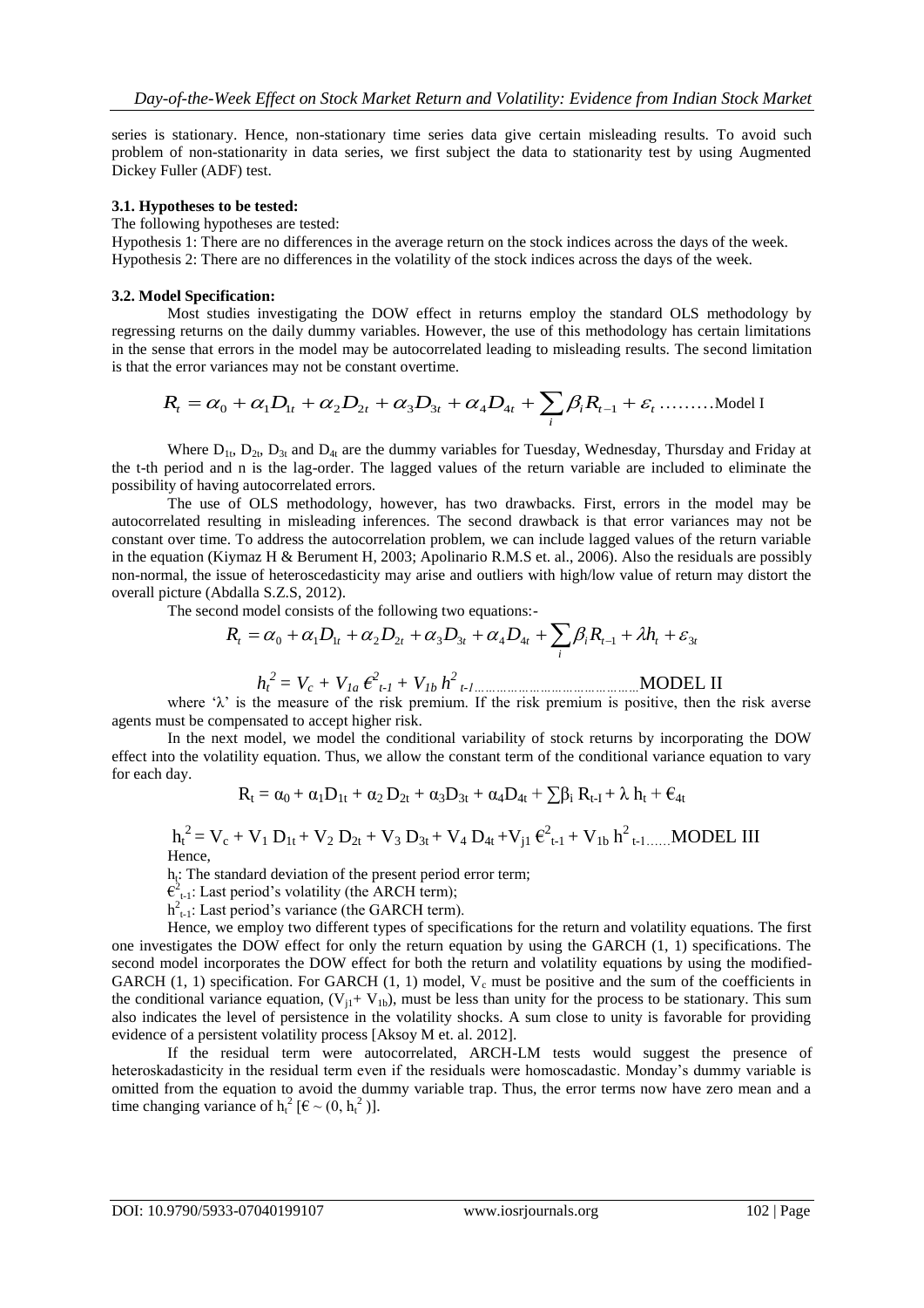series is stationary. Hence, non-stationary time series data give certain misleading results. To avoid such problem of non-stationarity in data series, we first subject the data to stationarity test by using Augmented Dickey Fuller (ADF) test.

### 3.1. Hypotheses to be tested:

The following hypotheses are tested:

Hypothesis 1: There are no differences in the average return on the stock indices across the days of the week.

Hypothesis 2: There are no differences in the volatility of the stock indices across the days of the week.

### 3.2. Model Specification:

Most studies investigating the DOW effect in returns employ the standard OLS methodology by regressing returns on the daily dummy variables. However, the use of this methodology has certain limitations in the sense that errors in the model may be autocorrelated leading to misleading results. The second limitation is that the error variances may not be constant overtime.

$$R_t = \alpha_0 + \alpha_1 D_{1t} + \alpha_2 D_{2t} + \alpha_3 D_{3t} + \alpha_4 D_{4t} + \sum_i \beta_i R_{t-1} + \varepsilon_t \text{ .........Model I}$$

Where $D_{1t}$, $D_{2t}$, $D_{3t}$ and $D_{4t}$ are the dummy variables for Tuesday, Wednesday, Thursday and Friday at the t-th period and n is the lag-order. The lagged values of the return variable are included to eliminate the possibility of having autocorrelated errors.

The use of OLS methodology, however, has two drawbacks. First, errors in the model may be autocorrelated resulting in misleading inferences. The second drawback is that error variances may not be constant over time. To address the autocorrelation problem, we can include lagged values of the return variable in the equation (Kiymaz H & Berument H, 2003; Apolinario R.M.S et. al., 2006). Also the residuals are possibly non-normal, the issue of heteroscedasticity may arise and outliers with high/low value of return may distort the overall picture (Abdalla S.Z.S, 2012).

The second model consists of the following two equations:-

$$R_t = \alpha_0 + \alpha_1 D_{1t} + \alpha_2 D_{2t} + \alpha_3 D_{3t} + \alpha_4 D_{4t} + \sum_i \beta_i R_{t-1} + \lambda h_t + \varepsilon_{3t}$$

$$h_t^2 = V_c + V_{1a} \epsilon^2_{t-1} + V_{1b} h^2_{t-1} \text{..........................................MODEL II}$$

where 'λ' is the measure of the risk premium. If the risk premium is positive, then the risk averse agents must be compensated to accept higher risk.

In the next model, we model the conditional variability of stock returns by incorporating the DOW effect into the volatility equation. Thus, we allow the constant term of the conditional variance equation to vary for each day.

$$R_t = \alpha_0 + \alpha_1 D_{1t} + \alpha_2 D_{2t} + \alpha_3 D_{3t} + \alpha_4 D_{4t} + \sum \beta_i R_{t-1} + \lambda h_t + \epsilon_{4t}$$

$$h_t^2 = V_c + V_1 D_{1t} + V_2 D_{2t} + V_3 D_{3t} + V_4 D_{4t} + V_{j1} \epsilon^2_{t-1} + V_{1b} h^2_{t-1} \text{......MODEL III}$$

Hence,

$h_t$: The standard deviation of the present period error term;

$\epsilon^2_{t-1}$: Last period's volatility (the ARCH term);

$h^2_{t-1}$: Last period's variance (the GARCH term).

Hence, we employ two different types of specifications for the return and volatility equations. The first one investigates the DOW effect for only the return equation by using the GARCH (1, 1) specifications. The second model incorporates the DOW effect for both the return and volatility equations by using the modified-GARCH (1, 1) specification. For GARCH (1, 1) model, $V_c$ must be positive and the sum of the coefficients in the conditional variance equation, ($V_{j1}$+ $V_{1b}$), must be less than unity for the process to be stationary. This sum also indicates the level of persistence in the volatility shocks. A sum close to unity is favorable for providing evidence of a persistent volatility process [Aksoy M et. al. 2012].

If the residual term were autocorrelated, ARCH-LM tests would suggest the presence of heteroskadasticity in the residual term even if the residuals were homoscadastic. Monday's dummy variable is omitted from the equation to avoid the dummy variable trap. Thus, the error terms now have zero mean and a time changing variance of $h_t^2$ [$\epsilon \sim (0, h_t^2)$].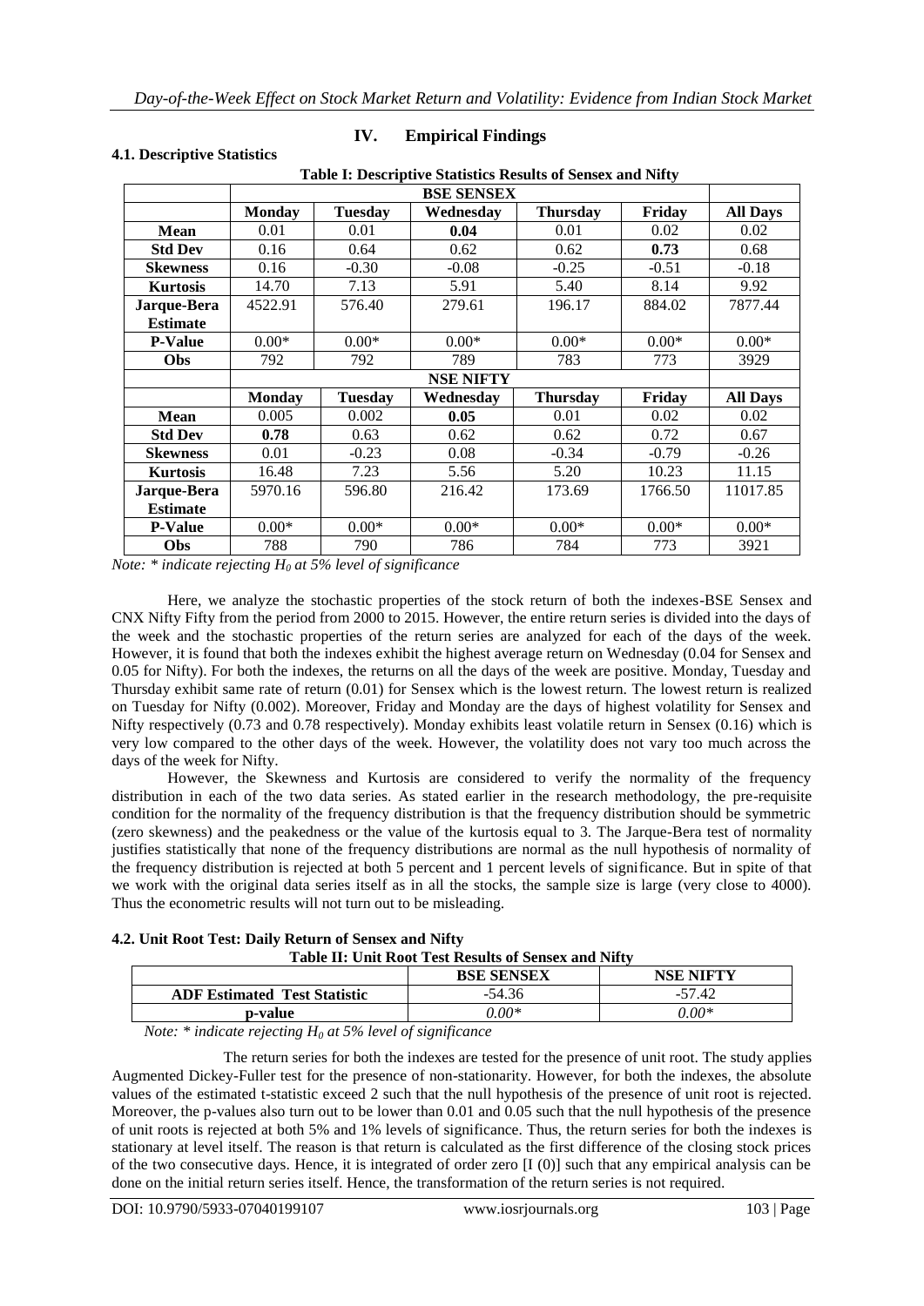## IV. Empirical Findings

### 4.1. Descriptive Statistics

**Table I: Descriptive Statistics Results of Sensex and Nifty**

| | BSE SENSEX | | | | | |
|---|---|---|---|---|---|---|
| | **Monday** | **Tuesday** | **Wednesday** | **Thursday** | **Friday** | **All Days** |
| **Mean** | 0.01 | 0.01 | **0.04** | 0.01 | 0.02 | 0.02 |
| **Std Dev** | 0.16 | 0.64 | 0.62 | 0.62 | **0.73** | 0.68 |
| **Skewness** | 0.16 | -0.30 | -0.08 | -0.25 | -0.51 | -0.18 |
| **Kurtosis** | 14.70 | 7.13 | 5.91 | 5.40 | 8.14 | 9.92 |
| **Jarque-Bera Estimate** | 4522.91 | 576.40 | 279.61 | 196.17 | 884.02 | 7877.44 |
| **P-Value** | 0.00* | 0.00* | 0.00* | 0.00* | 0.00* | 0.00* |
| **Obs** | 792 | 792 | 789 | 783 | 773 | 3929 |
| | **NSE NIFTY** | | | | | |
| | **Monday** | **Tuesday** | **Wednesday** | **Thursday** | **Friday** | **All Days** |
| **Mean** | 0.005 | 0.002 | **0.05** | 0.01 | 0.02 | 0.02 |
| **Std Dev** | **0.78** | 0.63 | 0.62 | 0.62 | 0.72 | 0.67 |
| **Skewness** | 0.01 | -0.23 | 0.08 | -0.34 | -0.79 | -0.26 |
| **Kurtosis** | 16.48 | 7.23 | 5.56 | 5.20 | 10.23 | 11.15 |
| **Jarque-Bera Estimate** | 5970.16 | 596.80 | 216.42 | 173.69 | 1766.50 | 11017.85 |
| **P-Value** | 0.00* | 0.00* | 0.00* | 0.00* | 0.00* | 0.00* |
| **Obs** | 788 | 790 | 786 | 784 | 773 | 3921 |

*Note: \* indicate rejecting $H_0$ at 5% level of significance*

Here, we analyze the stochastic properties of the stock return of both the indexes-BSE Sensex and CNX Nifty Fifty from the period from 2000 to 2015. However, the entire return series is divided into the days of the week and the stochastic properties of the return series are analyzed for each of the days of the week. However, it is found that both the indexes exhibit the highest average return on Wednesday (0.04 for Sensex and 0.05 for Nifty). For both the indexes, the returns on all the days of the week are positive. Monday, Tuesday and Thursday exhibit same rate of return (0.01) for Sensex which is the lowest return. The lowest return is realized on Tuesday for Nifty (0.002). Moreover, Friday and Monday are the days of highest volatility for Sensex and Nifty respectively (0.73 and 0.78 respectively). Monday exhibits least volatile return in Sensex (0.16) which is very low compared to the other days of the week. However, the volatility does not vary too much across the days of the week for Nifty.

However, the Skewness and Kurtosis are considered to verify the normality of the frequency distribution in each of the two data series. As stated earlier in the research methodology, the pre-requisite condition for the normality of the frequency distribution is that the frequency distribution should be symmetric (zero skewness) and the peakedness or the value of the kurtosis equal to 3. The Jarque-Bera test of normality justifies statistically that none of the frequency distributions are normal as the null hypothesis of normality of the frequency distribution is rejected at both 5 percent and 1 percent levels of significance. But in spite of that we work with the original data series itself as in all the stocks, the sample size is large (very close to 4000). Thus the econometric results will not turn out to be misleading.

### 4.2. Unit Root Test: Daily Return of Sensex and Nifty

**Table II: Unit Root Test Results of Sensex and Nifty**

| | BSE SENSEX | NSE NIFTY |
|---|---|---|
| **ADF Estimated Test Statistic** | -54.36 | -57.42 |
| **p-value** | *0.00\** | *0.00\** |

*Note: \* indicate rejecting $H_0$ at 5% level of significance*

The return series for both the indexes are tested for the presence of unit root. The study applies Augmented Dickey-Fuller test for the presence of non-stationarity. However, for both the indexes, the absolute values of the estimated t-statistic exceed 2 such that the null hypothesis of the presence of unit root is rejected. Moreover, the p-values also turn out to be lower than 0.01 and 0.05 such that the null hypothesis of the presence of unit roots is rejected at both 5% and 1% levels of significance. Thus, the return series for both the indexes is stationary at level itself. The reason is that return is calculated as the first difference of the closing stock prices of the two consecutive days. Hence, it is integrated of order zero [I (0)] such that any empirical analysis can be done on the initial return series itself. Hence, the transformation of the return series is not required.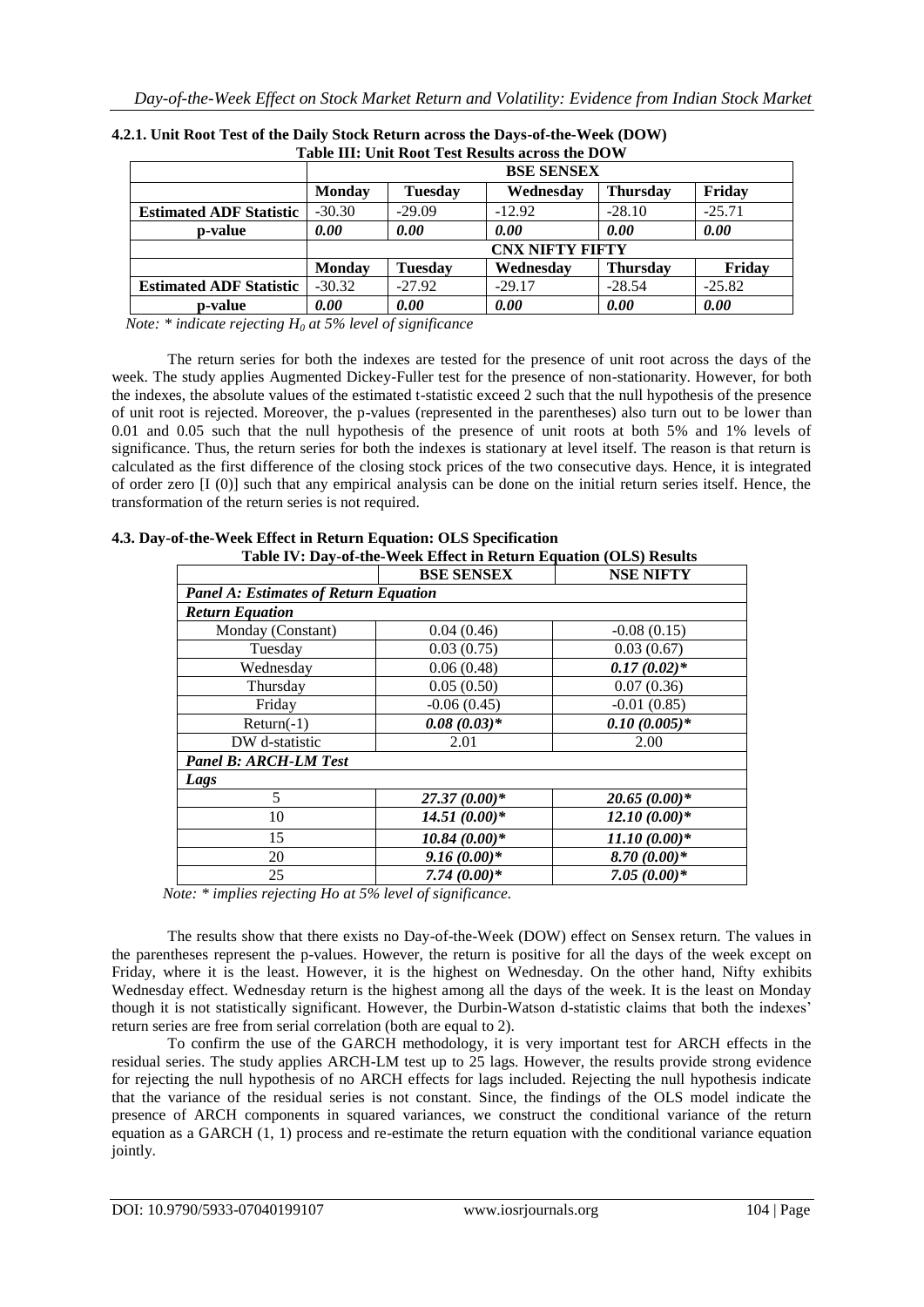#### 4.2.1. Unit Root Test of the Daily Stock Return across the Days-of-the-Week (DOW)

**Table III: Unit Root Test Results across the DOW**

| | **BSE SENSEX** | | | | |
|---|---|---|---|---|---|
| | **Monday** | **Tuesday** | **Wednesday** | **Thursday** | **Friday** |
| **Estimated ADF Statistic** | -30.30 | -29.09 | -12.92 | -28.10 | -25.71 |
| **p-value** | ***0.00*** | ***0.00*** | ***0.00*** | ***0.00*** | ***0.00*** |
| | **CNX NIFTY FIFTY** | | | | |
| | **Monday** | **Tuesday** | **Wednesday** | **Thursday** | **Friday** |
| **Estimated ADF Statistic** | -30.32 | -27.92 | -29.17 | -28.54 | -25.82 |
| **p-value** | ***0.00*** | ***0.00*** | ***0.00*** | ***0.00*** | ***0.00*** |

*Note: * indicate rejecting $H_0$ at 5% level of significance*

The return series for both the indexes are tested for the presence of unit root across the days of the week. The study applies Augmented Dickey-Fuller test for the presence of non-stationarity. However, for both the indexes, the absolute values of the estimated t-statistic exceed 2 such that the null hypothesis of the presence of unit root is rejected. Moreover, the p-values (represented in the parentheses) also turn out to be lower than 0.01 and 0.05 such that the null hypothesis of the presence of unit roots at both 5% and 1% levels of significance. Thus, the return series for both the indexes is stationary at level itself. The reason is that return is calculated as the first difference of the closing stock prices of the two consecutive days. Hence, it is integrated of order zero [I (0)] such that any empirical analysis can be done on the initial return series itself. Hence, the transformation of the return series is not required.

### 4.3. Day-of-the-Week Effect in Return Equation: OLS Specification

**Table IV: Day-of-the-Week Effect in Return Equation (OLS) Results**

| | **BSE SENSEX** | **NSE NIFTY** |
|---|---|---|
| ***Panel A: Estimates of Return Equation*** | | |
| ***Return Equation*** | | |
| Monday (Constant) | 0.04 (0.46) | -0.08 (0.15) |
| Tuesday | 0.03 (0.75) | 0.03 (0.67) |
| Wednesday | 0.06 (0.48) | ***0.17 (0.02)**** |
| Thursday | 0.05 (0.50) | 0.07 (0.36) |
| Friday | -0.06 (0.45) | -0.01 (0.85) |
| Return(-1) | ***0.08 (0.03)**** | ***0.10 (0.005)**** |
| DW d-statistic | 2.01 | 2.00 |
| ***Panel B: ARCH-LM Test*** | | |
| ***Lags*** | | |
| 5 | ***27.37 (0.00)**** | ***20.65 (0.00)**** |
| 10 | ***14.51 (0.00)**** | ***12.10 (0.00)**** |
| 15 | ***10.84 (0.00)**** | ***11.10 (0.00)**** |
| 20 | ***9.16 (0.00)**** | ***8.70 (0.00)**** |
| 25 | ***7.74 (0.00)**** | ***7.05 (0.00)**** |

*Note: * implies rejecting Ho at 5% level of significance.*

The results show that there exists no Day-of-the-Week (DOW) effect on Sensex return. The values in the parentheses represent the p-values. However, the return is positive for all the days of the week except on Friday, where it is the least. However, it is the highest on Wednesday. On the other hand, Nifty exhibits Wednesday effect. Wednesday return is the highest among all the days of the week. It is the least on Monday though it is not statistically significant. However, the Durbin-Watson d-statistic claims that both the indexes' return series are free from serial correlation (both are equal to 2).

To confirm the use of the GARCH methodology, it is very important test for ARCH effects in the residual series. The study applies ARCH-LM test up to 25 lags. However, the results provide strong evidence for rejecting the null hypothesis of no ARCH effects for lags included. Rejecting the null hypothesis indicate that the variance of the residual series is not constant. Since, the findings of the OLS model indicate the presence of ARCH components in squared variances, we construct the conditional variance of the return equation as a GARCH (1, 1) process and re-estimate the return equation with the conditional variance equation jointly.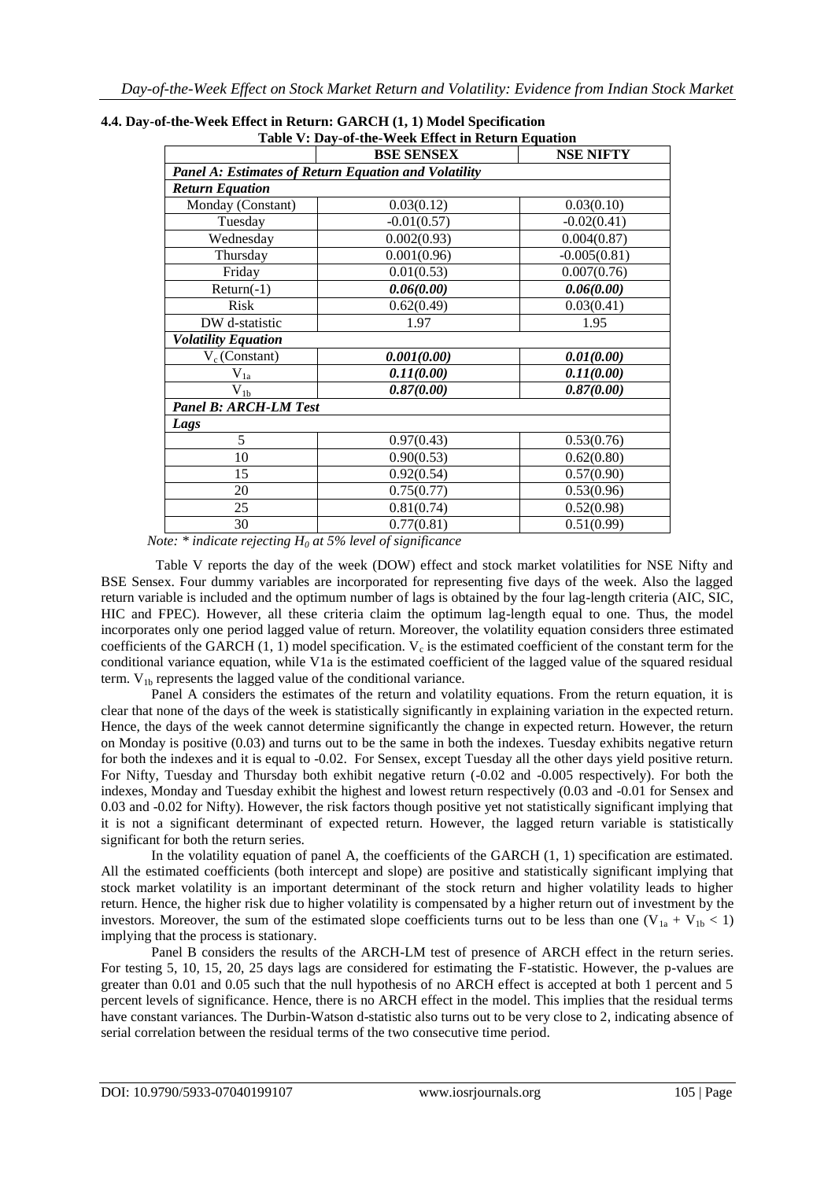### 4.4. Day-of-the-Week Effect in Return: GARCH (1, 1) Model Specification

**Table V: Day-of-the-Week Effect in Return Equation**

| | BSE SENSEX | NSE NIFTY |
|---|---|---|
| ***Panel A: Estimates of Return Equation and Volatility*** | | |
| ***Return Equation*** | | |
| Monday (Constant) | 0.03(0.12) | 0.03(0.10) |
| Tuesday | -0.01(0.57) | -0.02(0.41) |
| Wednesday | 0.002(0.93) | 0.004(0.87) |
| Thursday | 0.001(0.96) | -0.005(0.81) |
| Friday | 0.01(0.53) | 0.007(0.76) |
| Return(-1) | ***0.06(0.00)*** | ***0.06(0.00)*** |
| Risk | 0.62(0.49) | 0.03(0.41) |
| DW d-statistic | 1.97 | 1.95 |
| ***Volatility Equation*** | | |
| $V_c$ (Constant) | ***0.001(0.00)*** | ***0.01(0.00)*** |
| $V_{1a}$ | ***0.11(0.00)*** | ***0.11(0.00)*** |
| $V_{1b}$ | ***0.87(0.00)*** | ***0.87(0.00)*** |
| ***Panel B: ARCH-LM Test*** | | |
| ***Lags*** | | |
| 5 | 0.97(0.43) | 0.53(0.76) |
| 10 | 0.90(0.53) | 0.62(0.80) |
| 15 | 0.92(0.54) | 0.57(0.90) |
| 20 | 0.75(0.77) | 0.53(0.96) |
| 25 | 0.81(0.74) | 0.52(0.98) |
| 30 | 0.77(0.81) | 0.51(0.99) |

*Note: * indicate rejecting $H_0$ at 5% level of significance*

Table V reports the day of the week (DOW) effect and stock market volatilities for NSE Nifty and BSE Sensex. Four dummy variables are incorporated for representing five days of the week. Also the lagged return variable is included and the optimum number of lags is obtained by the four lag-length criteria (AIC, SIC, HIC and FPEC). However, all these criteria claim the optimum lag-length equal to one. Thus, the model incorporates only one period lagged value of return. Moreover, the volatility equation considers three estimated coefficients of the GARCH (1, 1) model specification. $V_c$ is the estimated coefficient of the constant term for the conditional variance equation, while V1a is the estimated coefficient of the lagged value of the squared residual term. $V_{1b}$ represents the lagged value of the conditional variance.

Panel A considers the estimates of the return and volatility equations. From the return equation, it is clear that none of the days of the week is statistically significantly in explaining variation in the expected return. Hence, the days of the week cannot determine significantly the change in expected return. However, the return on Monday is positive (0.03) and turns out to be the same in both the indexes. Tuesday exhibits negative return for both the indexes and it is equal to -0.02. For Sensex, except Tuesday all the other days yield positive return. For Nifty, Tuesday and Thursday both exhibit negative return (-0.02 and -0.005 respectively). For both the indexes, Monday and Tuesday exhibit the highest and lowest return respectively (0.03 and -0.01 for Sensex and 0.03 and -0.02 for Nifty). However, the risk factors though positive yet not statistically significant implying that it is not a significant determinant of expected return. However, the lagged return variable is statistically significant for both the return series.

In the volatility equation of panel A, the coefficients of the GARCH (1, 1) specification are estimated. All the estimated coefficients (both intercept and slope) are positive and statistically significant implying that stock market volatility is an important determinant of the stock return and higher volatility leads to higher return. Hence, the higher risk due to higher volatility is compensated by a higher return out of investment by the investors. Moreover, the sum of the estimated slope coefficients turns out to be less than one ($V_{1a} + V_{1b} < 1$) implying that the process is stationary.

Panel B considers the results of the ARCH-LM test of presence of ARCH effect in the return series. For testing 5, 10, 15, 20, 25 days lags are considered for estimating the F-statistic. However, the p-values are greater than 0.01 and 0.05 such that the null hypothesis of no ARCH effect is accepted at both 1 percent and 5 percent levels of significance. Hence, there is no ARCH effect in the model. This implies that the residual terms have constant variances. The Durbin-Watson d-statistic also turns out to be very close to 2, indicating absence of serial correlation between the residual terms of the two consecutive time period.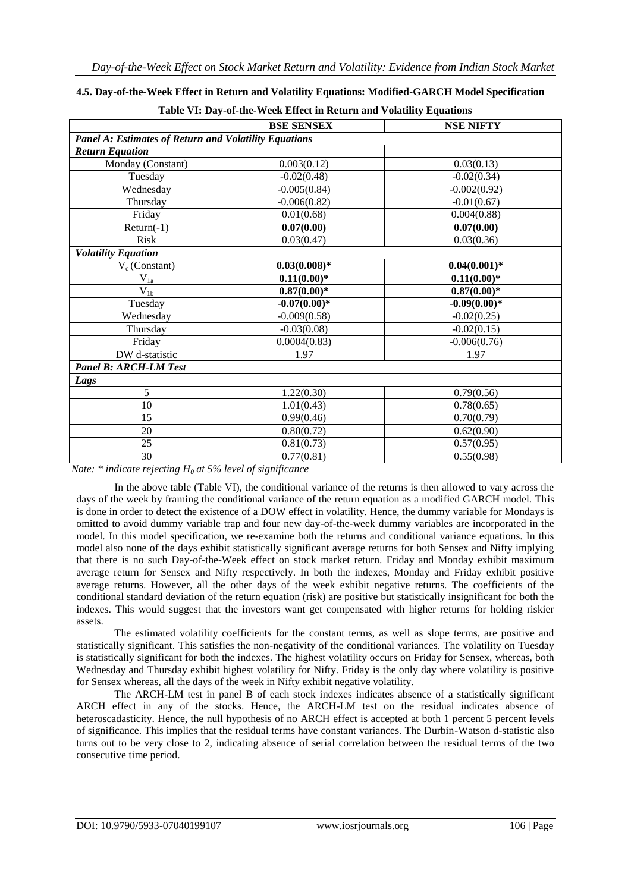### 4.5. Day-of-the-Week Effect in Return and Volatility Equations: Modified-GARCH Model Specification

**Table VI: Day-of-the-Week Effect in Return and Volatility Equations**

| | **BSE SENSEX** | **NSE NIFTY** |
|---|---|---|
| ***Panel A: Estimates of Return and Volatility Equations*** | | |
| ***Return Equation*** | | |
| Monday (Constant) | 0.003(0.12) | 0.03(0.13) |
| Tuesday | -0.02(0.48) | -0.02(0.34) |
| Wednesday | -0.005(0.84) | -0.002(0.92) |
| Thursday | -0.006(0.82) | -0.01(0.67) |
| Friday | 0.01(0.68) | 0.004(0.88) |
| Return(-1) | **0.07(0.00)** | **0.07(0.00)** |
| Risk | 0.03(0.47) | 0.03(0.36) |
| ***Volatility Equation*** | | |
| $V_c$ (Constant) | **0.03(0.008)*** | **0.04(0.001)*** |
| $V_{1a}$ | **0.11(0.00)*** | **0.11(0.00)*** |
| $V_{1b}$ | **0.87(0.00)*** | **0.87(0.00)*** |
| Tuesday | **-0.07(0.00)*** | **-0.09(0.00)*** |
| Wednesday | -0.009(0.58) | -0.02(0.25) |
| Thursday | -0.03(0.08) | -0.02(0.15) |
| Friday | 0.0004(0.83) | -0.006(0.76) |
| DW d-statistic | 1.97 | 1.97 |
| ***Panel B: ARCH-LM Test*** | | |
| ***Lags*** | | |
| 5 | 1.22(0.30) | 0.79(0.56) |
| 10 | 1.01(0.43) | 0.78(0.65) |
| 15 | 0.99(0.46) | 0.70(0.79) |
| 20 | 0.80(0.72) | 0.62(0.90) |
| 25 | 0.81(0.73) | 0.57(0.95) |
| 30 | 0.77(0.81) | 0.55(0.98) |

*Note: * indicate rejecting $H_0$ at 5% level of significance*

In the above table (Table VI), the conditional variance of the returns is then allowed to vary across the days of the week by framing the conditional variance of the return equation as a modified GARCH model. This is done in order to detect the existence of a DOW effect in volatility. Hence, the dummy variable for Mondays is omitted to avoid dummy variable trap and four new day-of-the-week dummy variables are incorporated in the model. In this model specification, we re-examine both the returns and conditional variance equations. In this model also none of the days exhibit statistically significant average returns for both Sensex and Nifty implying that there is no such Day-of-the-Week effect on stock market return. Friday and Monday exhibit maximum average return for Sensex and Nifty respectively. In both the indexes, Monday and Friday exhibit positive average returns. However, all the other days of the week exhibit negative returns. The coefficients of the conditional standard deviation of the return equation (risk) are positive but statistically insignificant for both the indexes. This would suggest that the investors want get compensated with higher returns for holding riskier assets.

The estimated volatility coefficients for the constant terms, as well as slope terms, are positive and statistically significant. This satisfies the non-negativity of the conditional variances. The volatility on Tuesday is statistically significant for both the indexes. The highest volatility occurs on Friday for Sensex, whereas, both Wednesday and Thursday exhibit highest volatility for Nifty. Friday is the only day where volatility is positive for Sensex whereas, all the days of the week in Nifty exhibit negative volatility.

The ARCH-LM test in panel B of each stock indexes indicates absence of a statistically significant ARCH effect in any of the stocks. Hence, the ARCH-LM test on the residual indicates absence of heteroscadasticity. Hence, the null hypothesis of no ARCH effect is accepted at both 1 percent 5 percent levels of significance. This implies that the residual terms have constant variances. The Durbin-Watson d-statistic also turns out to be very close to 2, indicating absence of serial correlation between the residual terms of the two consecutive time period.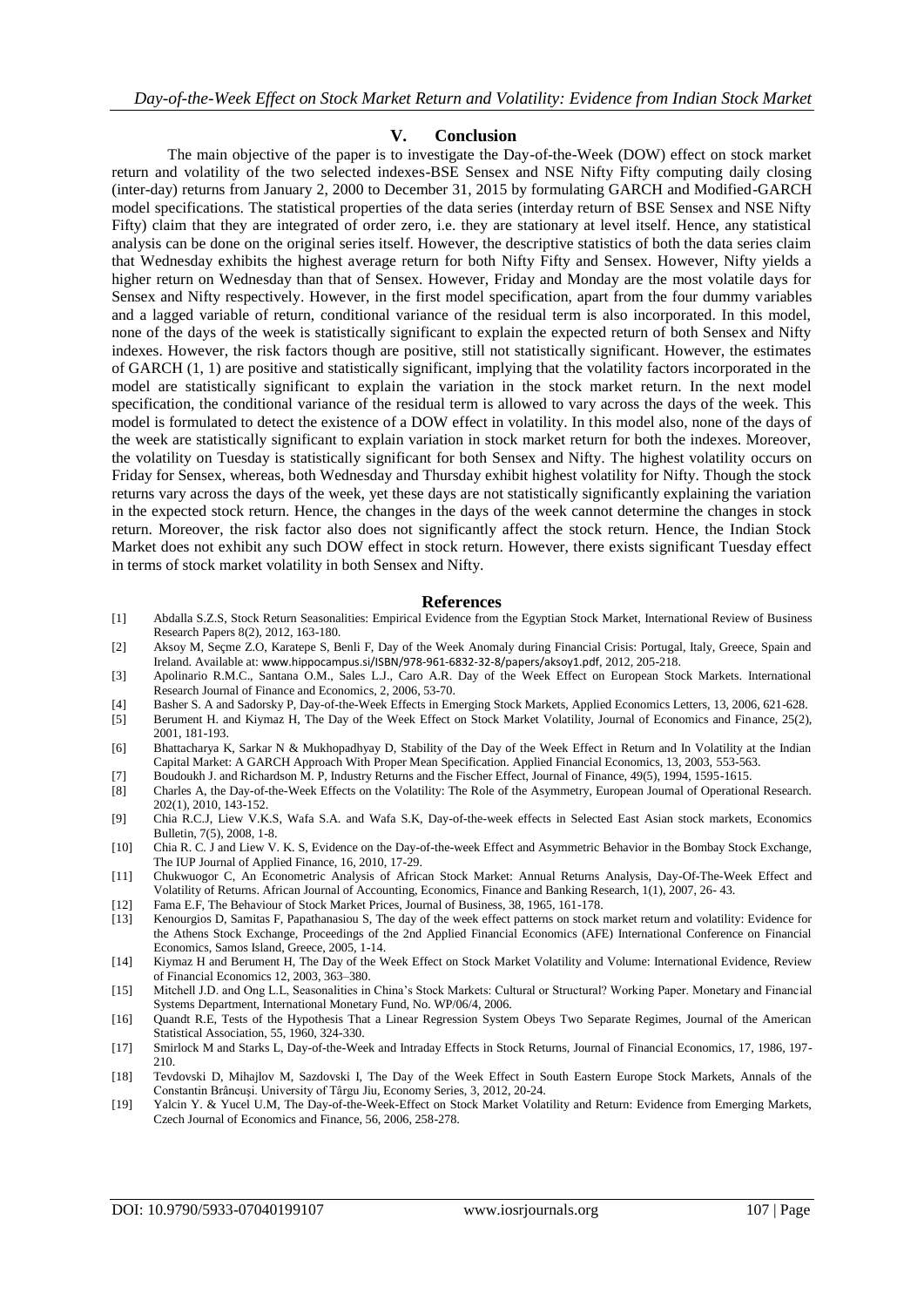## V. Conclusion

The main objective of the paper is to investigate the Day-of-the-Week (DOW) effect on stock market return and volatility of the two selected indexes-BSE Sensex and NSE Nifty Fifty computing daily closing (inter-day) returns from January 2, 2000 to December 31, 2015 by formulating GARCH and Modified-GARCH model specifications. The statistical properties of the data series (interday return of BSE Sensex and NSE Nifty Fifty) claim that they are integrated of order zero, i.e. they are stationary at level itself. Hence, any statistical analysis can be done on the original series itself. However, the descriptive statistics of both the data series claim that Wednesday exhibits the highest average return for both Nifty Fifty and Sensex. However, Nifty yields a higher return on Wednesday than that of Sensex. However, Friday and Monday are the most volatile days for Sensex and Nifty respectively. However, in the first model specification, apart from the four dummy variables and a lagged variable of return, conditional variance of the residual term is also incorporated. In this model, none of the days of the week is statistically significant to explain the expected return of both Sensex and Nifty indexes. However, the risk factors though are positive, still not statistically significant. However, the estimates of GARCH (1, 1) are positive and statistically significant, implying that the volatility factors incorporated in the model are statistically significant to explain the variation in the stock market return. In the next model specification, the conditional variance of the residual term is allowed to vary across the days of the week. This model is formulated to detect the existence of a DOW effect in volatility. In this model also, none of the days of the week are statistically significant to explain variation in stock market return for both the indexes. Moreover, the volatility on Tuesday is statistically significant for both Sensex and Nifty. The highest volatility occurs on Friday for Sensex, whereas, both Wednesday and Thursday exhibit highest volatility for Nifty. Though the stock returns vary across the days of the week, yet these days are not statistically significantly explaining the variation in the expected stock return. Hence, the changes in the days of the week cannot determine the changes in stock return. Moreover, the risk factor also does not significantly affect the stock return. Hence, the Indian Stock Market does not exhibit any such DOW effect in stock return. However, there exists significant Tuesday effect in terms of stock market volatility in both Sensex and Nifty.

## References

[1] Abdalla S.Z.S, Stock Return Seasonalities: Empirical Evidence from the Egyptian Stock Market, International Review of Business Research Papers 8(2), 2012, 163-180.

[2] Aksoy M, Seçme Z.O, Karatepe S, Benli F, Day of the Week Anomaly during Financial Crisis: Portugal, Italy, Greece, Spain and Ireland. Available at: www.hippocampus.si/ISBN/978-961-6832-32-8/papers/aksoy1.pdf, 2012, 205-218.

[3] Apolinario R.M.C., Santana O.M., Sales L.J., Caro A.R. Day of the Week Effect on European Stock Markets. International Research Journal of Finance and Economics, 2, 2006, 53-70.

[4] Basher S. A and Sadorsky P, Day-of-the-Week Effects in Emerging Stock Markets, Applied Economics Letters, 13, 2006, 621-628.

[5] Berument H. and Kiymaz H, The Day of the Week Effect on Stock Market Volatility, Journal of Economics and Finance, 25(2), 2001, 181-193.

[6] Bhattacharya K, Sarkar N & Mukhopadhyay D, Stability of the Day of the Week Effect in Return and In Volatility at the Indian Capital Market: A GARCH Approach With Proper Mean Specification. Applied Financial Economics, 13, 2003, 553-563.

[7] Boudoukh J. and Richardson M. P, Industry Returns and the Fischer Effect, Journal of Finance, 49(5), 1994, 1595-1615.

[8] Charles A, the Day-of-the-Week Effects on the Volatility: The Role of the Asymmetry, European Journal of Operational Research. 202(1), 2010, 143-152.

[9] Chia R.C.J, Liew V.K.S, Wafa S.A. and Wafa S.K, Day-of-the-week effects in Selected East Asian stock markets, Economics Bulletin, 7(5), 2008, 1-8.

[10] Chia R. C. J and Liew V. K. S, Evidence on the Day-of-the-week Effect and Asymmetric Behavior in the Bombay Stock Exchange, The IUP Journal of Applied Finance, 16, 2010, 17-29.

[11] Chukwuogor C, An Econometric Analysis of African Stock Market: Annual Returns Analysis, Day-Of-The-Week Effect and Volatility of Returns. African Journal of Accounting, Economics, Finance and Banking Research, 1(1), 2007, 26- 43.

[12] Fama E.F, The Behaviour of Stock Market Prices, Journal of Business, 38, 1965, 161-178.

[13] Kenourgios D, Samitas F, Papathanasiou S, The day of the week effect patterns on stock market return and volatility: Evidence for the Athens Stock Exchange, Proceedings of the 2nd Applied Financial Economics (AFE) International Conference on Financial Economics, Samos Island, Greece, 2005, 1-14.

[14] Kiymaz H and Berument H, The Day of the Week Effect on Stock Market Volatility and Volume: International Evidence, Review of Financial Economics 12, 2003, 363–380.

[15] Mitchell J.D. and Ong L.L, Seasonalities in China's Stock Markets: Cultural or Structural? Working Paper. Monetary and Financial Systems Department, International Monetary Fund, No. WP/06/4, 2006.

[16] Quandt R.E, Tests of the Hypothesis That a Linear Regression System Obeys Two Separate Regimes, Journal of the American Statistical Association, 55, 1960, 324-330.

[17] Smirlock M and Starks L, Day-of-the-Week and Intraday Effects in Stock Returns, Journal of Financial Economics, 17, 1986, 197-210.

[18] Tevdovski D, Mihajlov M, Sazdovski I, The Day of the Week Effect in South Eastern Europe Stock Markets, Annals of the Constantin Brâncuşi. University of Târgu Jiu, Economy Series, 3, 2012, 20-24.

[19] Yalcin Y. & Yucel U.M, The Day-of-the-Week-Effect on Stock Market Volatility and Return: Evidence from Emerging Markets, Czech Journal of Economics and Finance, 56, 2006, 258-278.